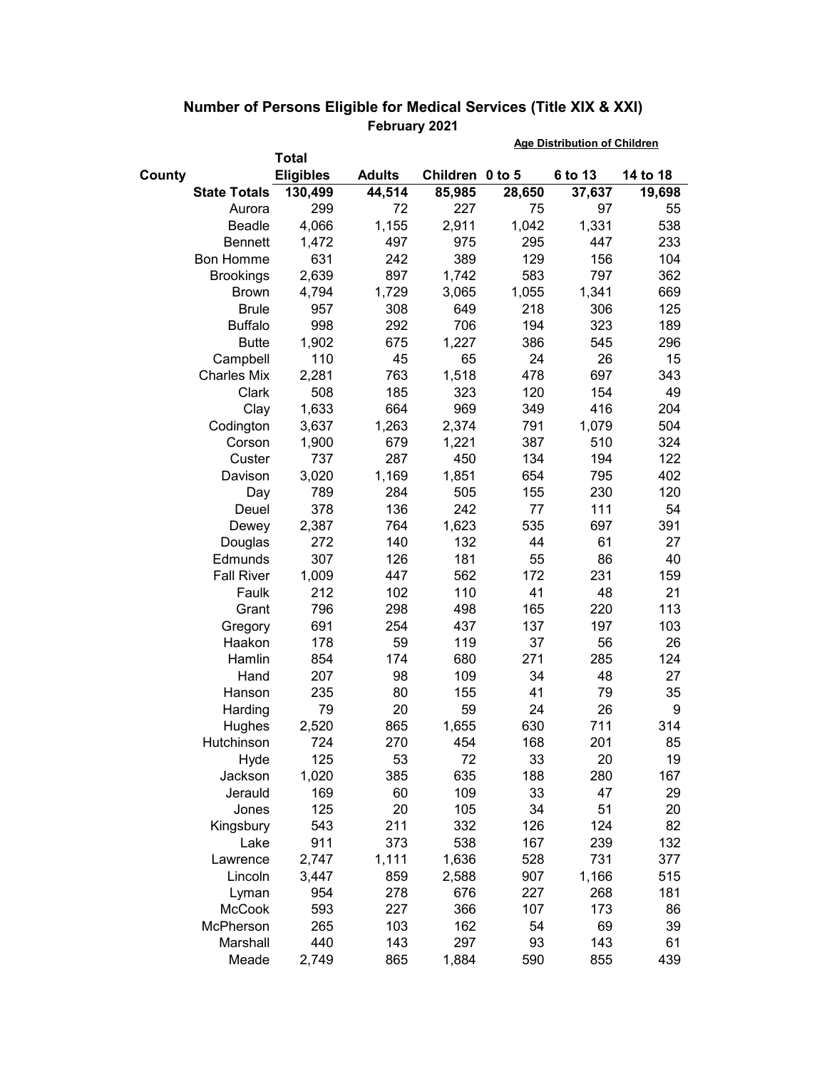## Number of Persons Eligible for Medical Services (Title XIX & XXI)

**February 2021**

| County | Total Eligibles | Adults | Children | Age Distribution of Children: 0 to 5 | 6 to 13 | 14 to 18 |
|---|---|---|---|---|---|---|
| **State Totals** | **130,499** | **44,514** | **85,985** | **28,650** | **37,637** | **19,698** |
| Aurora | 299 | 72 | 227 | 75 | 97 | 55 |
| Beadle | 4,066 | 1,155 | 2,911 | 1,042 | 1,331 | 538 |
| Bennett | 1,472 | 497 | 975 | 295 | 447 | 233 |
| Bon Homme | 631 | 242 | 389 | 129 | 156 | 104 |
| Brookings | 2,639 | 897 | 1,742 | 583 | 797 | 362 |
| Brown | 4,794 | 1,729 | 3,065 | 1,055 | 1,341 | 669 |
| Brule | 957 | 308 | 649 | 218 | 306 | 125 |
| Buffalo | 998 | 292 | 706 | 194 | 323 | 189 |
| Butte | 1,902 | 675 | 1,227 | 386 | 545 | 296 |
| Campbell | 110 | 45 | 65 | 24 | 26 | 15 |
| Charles Mix | 2,281 | 763 | 1,518 | 478 | 697 | 343 |
| Clark | 508 | 185 | 323 | 120 | 154 | 49 |
| Clay | 1,633 | 664 | 969 | 349 | 416 | 204 |
| Codington | 3,637 | 1,263 | 2,374 | 791 | 1,079 | 504 |
| Corson | 1,900 | 679 | 1,221 | 387 | 510 | 324 |
| Custer | 737 | 287 | 450 | 134 | 194 | 122 |
| Davison | 3,020 | 1,169 | 1,851 | 654 | 795 | 402 |
| Day | 789 | 284 | 505 | 155 | 230 | 120 |
| Deuel | 378 | 136 | 242 | 77 | 111 | 54 |
| Dewey | 2,387 | 764 | 1,623 | 535 | 697 | 391 |
| Douglas | 272 | 140 | 132 | 44 | 61 | 27 |
| Edmunds | 307 | 126 | 181 | 55 | 86 | 40 |
| Fall River | 1,009 | 447 | 562 | 172 | 231 | 159 |
| Faulk | 212 | 102 | 110 | 41 | 48 | 21 |
| Grant | 796 | 298 | 498 | 165 | 220 | 113 |
| Gregory | 691 | 254 | 437 | 137 | 197 | 103 |
| Haakon | 178 | 59 | 119 | 37 | 56 | 26 |
| Hamlin | 854 | 174 | 680 | 271 | 285 | 124 |
| Hand | 207 | 98 | 109 | 34 | 48 | 27 |
| Hanson | 235 | 80 | 155 | 41 | 79 | 35 |
| Harding | 79 | 20 | 59 | 24 | 26 | 9 |
| Hughes | 2,520 | 865 | 1,655 | 630 | 711 | 314 |
| Hutchinson | 724 | 270 | 454 | 168 | 201 | 85 |
| Hyde | 125 | 53 | 72 | 33 | 20 | 19 |
| Jackson | 1,020 | 385 | 635 | 188 | 280 | 167 |
| Jerauld | 169 | 60 | 109 | 33 | 47 | 29 |
| Jones | 125 | 20 | 105 | 34 | 51 | 20 |
| Kingsbury | 543 | 211 | 332 | 126 | 124 | 82 |
| Lake | 911 | 373 | 538 | 167 | 239 | 132 |
| Lawrence | 2,747 | 1,111 | 1,636 | 528 | 731 | 377 |
| Lincoln | 3,447 | 859 | 2,588 | 907 | 1,166 | 515 |
| Lyman | 954 | 278 | 676 | 227 | 268 | 181 |
| McCook | 593 | 227 | 366 | 107 | 173 | 86 |
| McPherson | 265 | 103 | 162 | 54 | 69 | 39 |
| Marshall | 440 | 143 | 297 | 93 | 143 | 61 |
| Meade | 2,749 | 865 | 1,884 | 590 | 855 | 439 |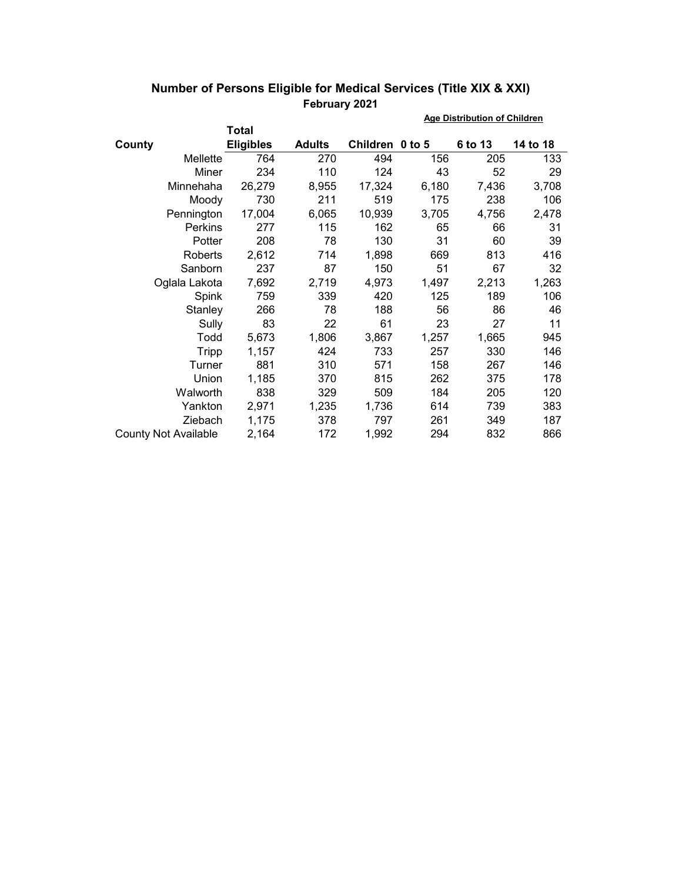## Number of Persons Eligible for Medical Services (Title XIX & XXI)

**February 2021**

| County | Total Eligibles | Adults | Children | 0 to 5 | 6 to 13 | 14 to 18 |
|---|---|---|---|---|---|---|
| | | | | Age Distribution of Children | | |
| Mellette | 764 | 270 | 494 | 156 | 205 | 133 |
| Miner | 234 | 110 | 124 | 43 | 52 | 29 |
| Minnehaha | 26,279 | 8,955 | 17,324 | 6,180 | 7,436 | 3,708 |
| Moody | 730 | 211 | 519 | 175 | 238 | 106 |
| Pennington | 17,004 | 6,065 | 10,939 | 3,705 | 4,756 | 2,478 |
| Perkins | 277 | 115 | 162 | 65 | 66 | 31 |
| Potter | 208 | 78 | 130 | 31 | 60 | 39 |
| Roberts | 2,612 | 714 | 1,898 | 669 | 813 | 416 |
| Sanborn | 237 | 87 | 150 | 51 | 67 | 32 |
| Oglala Lakota | 7,692 | 2,719 | 4,973 | 1,497 | 2,213 | 1,263 |
| Spink | 759 | 339 | 420 | 125 | 189 | 106 |
| Stanley | 266 | 78 | 188 | 56 | 86 | 46 |
| Sully | 83 | 22 | 61 | 23 | 27 | 11 |
| Todd | 5,673 | 1,806 | 3,867 | 1,257 | 1,665 | 945 |
| Tripp | 1,157 | 424 | 733 | 257 | 330 | 146 |
| Turner | 881 | 310 | 571 | 158 | 267 | 146 |
| Union | 1,185 | 370 | 815 | 262 | 375 | 178 |
| Walworth | 838 | 329 | 509 | 184 | 205 | 120 |
| Yankton | 2,971 | 1,235 | 1,736 | 614 | 739 | 383 |
| Ziebach | 1,175 | 378 | 797 | 261 | 349 | 187 |
| County Not Available | 2,164 | 172 | 1,992 | 294 | 832 | 866 |